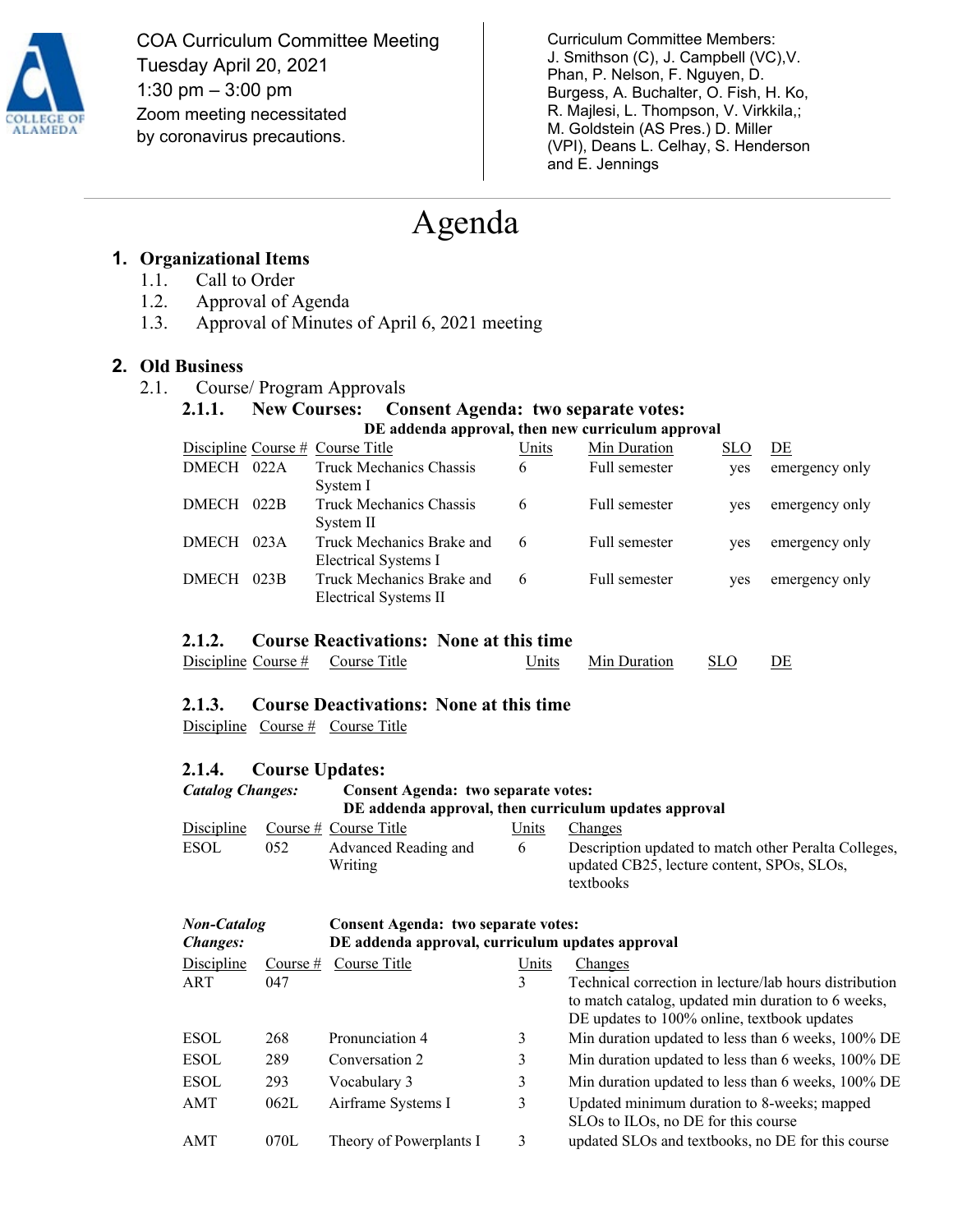COA Curriculum Committee Meeting
Tuesday April 20, 2021
1:30 pm – 3:00 pm
Zoom meeting necessitated by coronavirus precautions.

Curriculum Committee Members:
J. Smithson (C), J. Campbell (VC),V. Phan, P. Nelson, F. Nguyen, D. Burgess, A. Buchalter, O. Fish, H. Ko, R. Majlesi, L. Thompson, V. Virkkila,; M. Goldstein (AS Pres.) D. Miller (VPI), Deans L. Celhay, S. Henderson and E. Jennings

# Agenda

## 1. Organizational Items

1.1. Call to Order
1.2. Approval of Agenda
1.3. Approval of Minutes of April 6, 2021 meeting

## 2. Old Business

2.1. Course/ Program Approvals

### 2.1.1. New Courses: Consent Agenda: two separate votes:

**DE addenda approval, then new curriculum approval**

| Discipline | Course # | Course Title | Units | Min Duration | SLO | DE |
|---|---|---|---|---|---|---|
| DMECH | 022A | Truck Mechanics Chassis System I | 6 | Full semester | yes | emergency only |
| DMECH | 022B | Truck Mechanics Chassis System II | 6 | Full semester | yes | emergency only |
| DMECH | 023A | Truck Mechanics Brake and Electrical Systems I | 6 | Full semester | yes | emergency only |
| DMECH | 023B | Truck Mechanics Brake and Electrical Systems II | 6 | Full semester | yes | emergency only |

### 2.1.2. Course Reactivations: None at this time

| Discipline | Course # | Course Title | Units | Min Duration | SLO | DE |
|---|---|---|---|---|---|---|

### 2.1.3. Course Deactivations: None at this time

| Discipline | Course # | Course Title |
|---|---|---|

### 2.1.4. Course Updates:

***Catalog Changes:*** **Consent Agenda: two separate votes: DE addenda approval, then curriculum updates approval**

| Discipline | Course # | Course Title | Units | Changes |
|---|---|---|---|---|
| ESOL | 052 | Advanced Reading and Writing | 6 | Description updated to match other Peralta Colleges, updated CB25, lecture content, SPOs, SLOs, textbooks |

***Non-Catalog Changes:*** **Consent Agenda: two separate votes: DE addenda approval, curriculum updates approval**

| Discipline | Course # | Course Title | Units | Changes |
|---|---|---|---|---|
| ART | 047 | | 3 | Technical correction in lecture/lab hours distribution to match catalog, updated min duration to 6 weeks, DE updates to 100% online, textbook updates |
| ESOL | 268 | Pronunciation 4 | 3 | Min duration updated to less than 6 weeks, 100% DE |
| ESOL | 289 | Conversation 2 | 3 | Min duration updated to less than 6 weeks, 100% DE |
| ESOL | 293 | Vocabulary 3 | 3 | Min duration updated to less than 6 weeks, 100% DE |
| AMT | 062L | Airframe Systems I | 3 | Updated minimum duration to 8-weeks; mapped SLOs to ILOs, no DE for this course |
| AMT | 070L | Theory of Powerplants I | 3 | updated SLOs and textbooks, no DE for this course |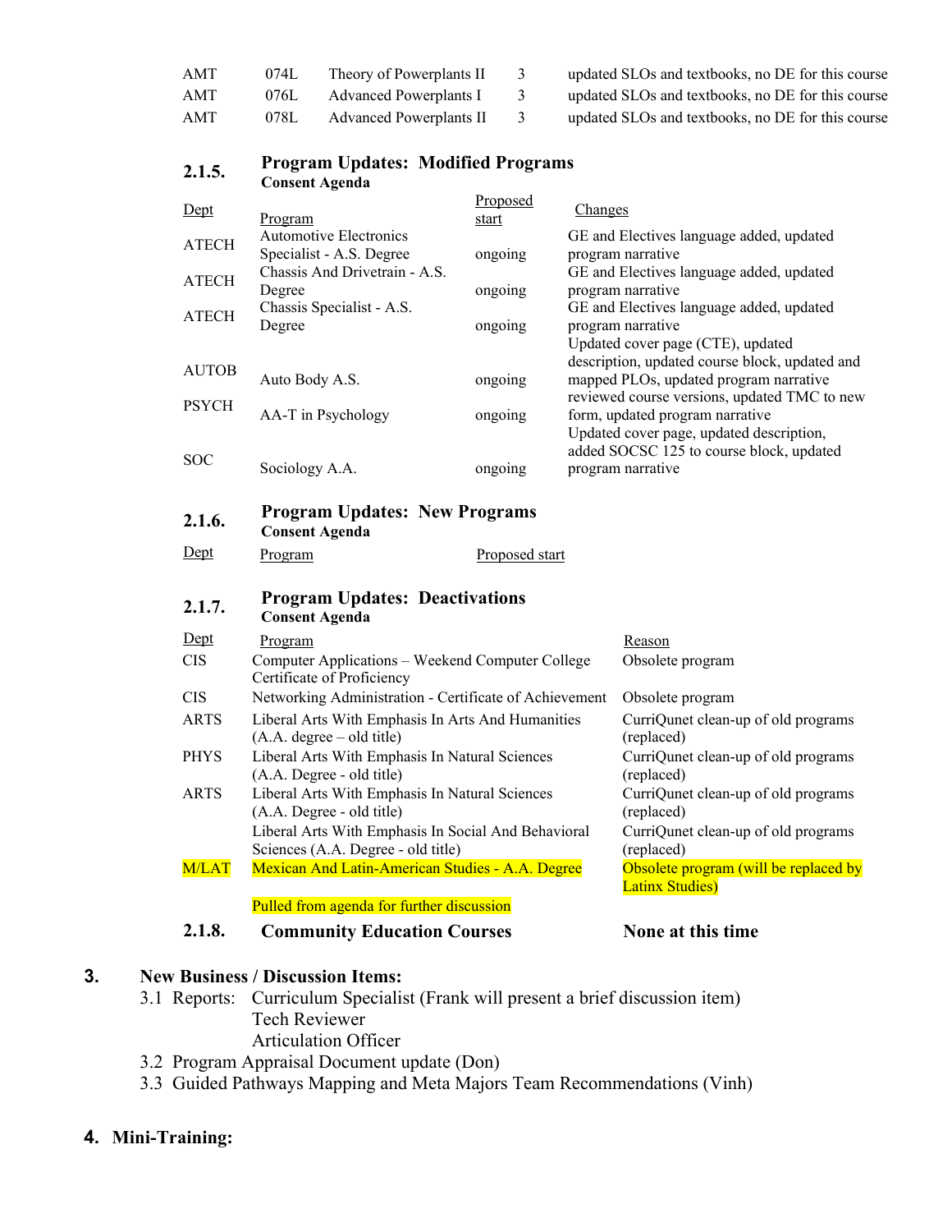| | | | | |
|---|---|---|---|---|
| AMT | 074L | Theory of Powerplants II | 3 | updated SLOs and textbooks, no DE for this course |
| AMT | 076L | Advanced Powerplants I | 3 | updated SLOs and textbooks, no DE for this course |
| AMT | 078L | Advanced Powerplants II | 3 | updated SLOs and textbooks, no DE for this course |

### 2.1.5. Program Updates: Modified Programs
**Consent Agenda**

| Dept | Program | Proposed start | Changes |
|---|---|---|---|
| ATECH | Automotive Electronics Specialist - A.S. Degree | ongoing | GE and Electives language added, updated program narrative |
| ATECH | Chassis And Drivetrain - A.S. Degree | ongoing | GE and Electives language added, updated program narrative |
| ATECH | Chassis Specialist - A.S. Degree | ongoing | GE and Electives language added, updated program narrative |
| AUTOB | Auto Body A.S. | ongoing | Updated cover page (CTE), updated description, updated course block, updated and mapped PLOs, updated program narrative |
| PSYCH | AA-T in Psychology | ongoing | reviewed course versions, updated TMC to new form, updated program narrative |
| SOC | Sociology A.A. | ongoing | Updated cover page, updated description, added SOCSC 125 to course block, updated program narrative |

### 2.1.6. Program Updates: New Programs
**Consent Agenda**

| Dept | Program | Proposed start |
|---|---|---|

### 2.1.7. Program Updates: Deactivations
**Consent Agenda**

| Dept | Program | Reason |
|---|---|---|
| CIS | Computer Applications – Weekend Computer College Certificate of Proficiency | Obsolete program |
| CIS | Networking Administration - Certificate of Achievement | Obsolete program |
| ARTS | Liberal Arts With Emphasis In Arts And Humanities (A.A. degree – old title) | CurriQunet clean-up of old programs (replaced) |
| PHYS | Liberal Arts With Emphasis In Natural Sciences (A.A. Degree - old title) | CurriQunet clean-up of old programs (replaced) |
| ARTS | Liberal Arts With Emphasis In Natural Sciences (A.A. Degree - old title) | CurriQunet clean-up of old programs (replaced) |
| | Liberal Arts With Emphasis In Social And Behavioral Sciences (A.A. Degree - old title) | CurriQunet clean-up of old programs (replaced) |
| M/LAT | Mexican And Latin-American Studies - A.A. Degree | Obsolete program (will be replaced by Latinx Studies) |

Pulled from agenda for further discussion

### 2.1.8. Community Education Courses — None at this time

## 3. New Business / Discussion Items:

3.1 Reports: Curriculum Specialist (Frank will present a brief discussion item)
Tech Reviewer
Articulation Officer

3.2 Program Appraisal Document update (Don)

3.3 Guided Pathways Mapping and Meta Majors Team Recommendations (Vinh)

## 4. Mini-Training: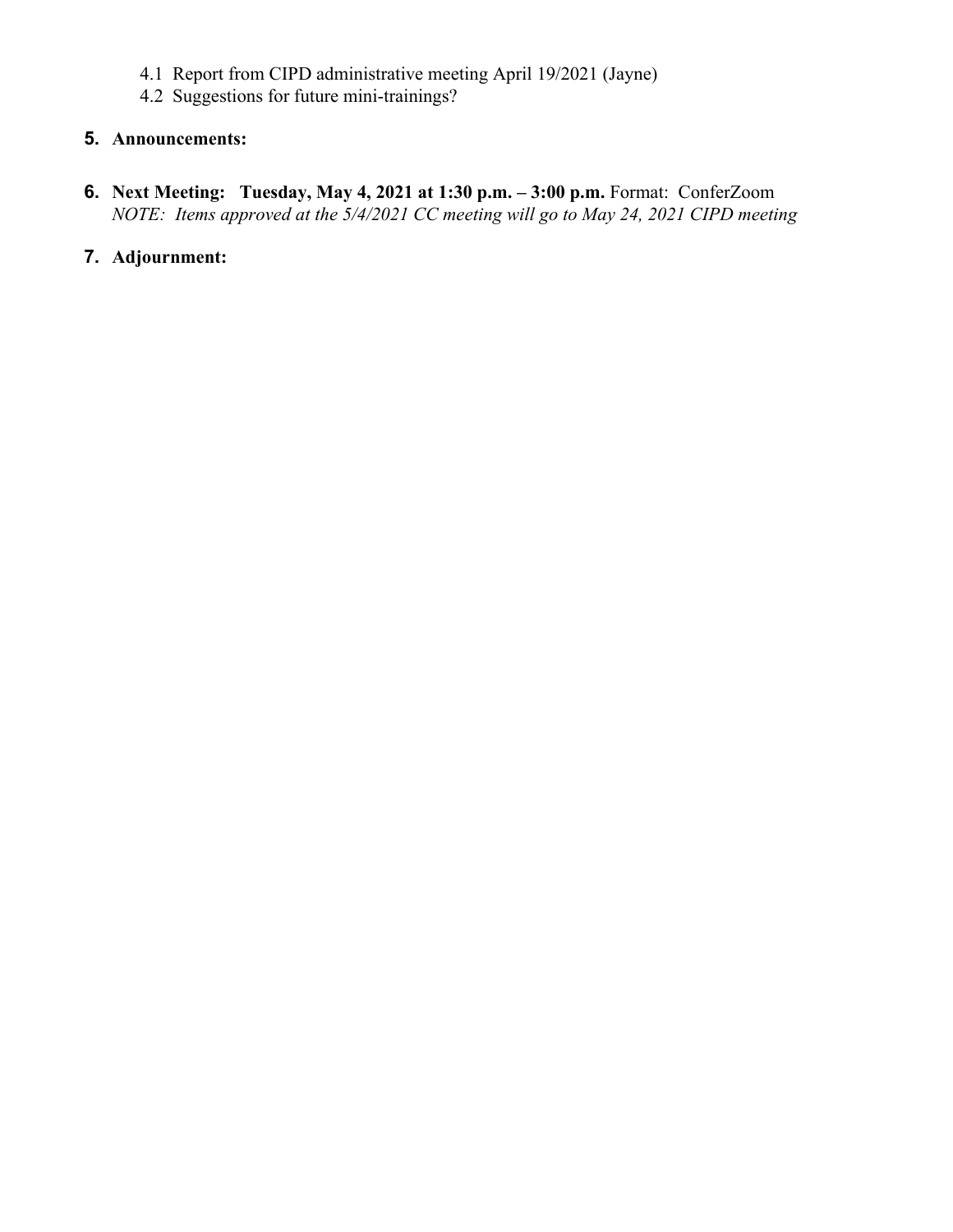4.1 Report from CIPD administrative meeting April 19/2021 (Jayne)
4.2 Suggestions for future mini-trainings?

5. **Announcements:**

6. **Next Meeting: Tuesday, May 4, 2021 at 1:30 p.m. – 3:00 p.m.** Format: ConferZoom
*NOTE: Items approved at the 5/4/2021 CC meeting will go to May 24, 2021 CIPD meeting*

7. **Adjournment:**